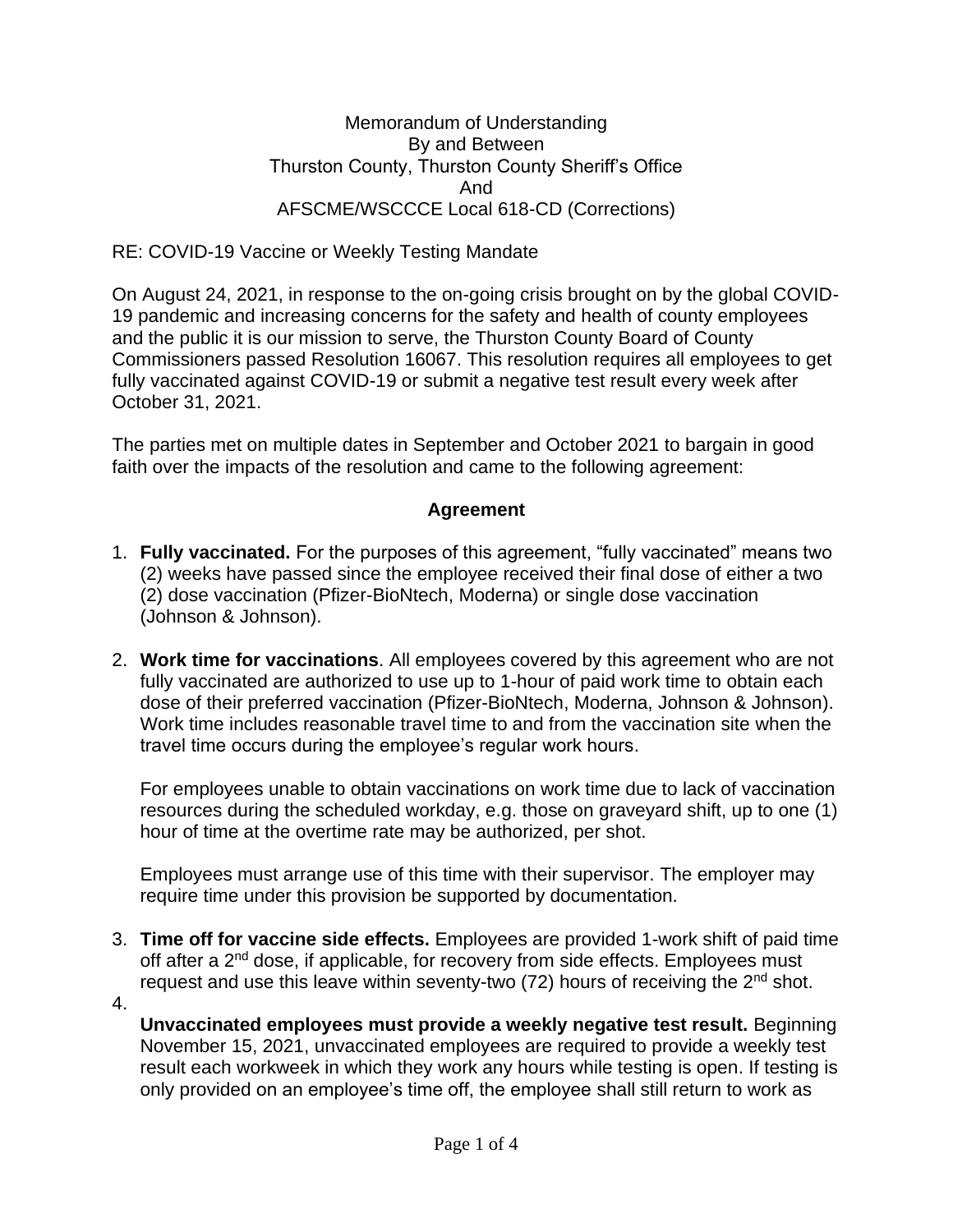Memorandum of Understanding
By and Between
Thurston County, Thurston County Sheriff's Office
And
AFSCME/WSCCCE Local 618-CD (Corrections)

RE: COVID-19 Vaccine or Weekly Testing Mandate

On August 24, 2021, in response to the on-going crisis brought on by the global COVID-19 pandemic and increasing concerns for the safety and health of county employees and the public it is our mission to serve, the Thurston County Board of County Commissioners passed Resolution 16067. This resolution requires all employees to get fully vaccinated against COVID-19 or submit a negative test result every week after October 31, 2021.

The parties met on multiple dates in September and October 2021 to bargain in good faith over the impacts of the resolution and came to the following agreement:

## Agreement

1. **Fully vaccinated.** For the purposes of this agreement, "fully vaccinated" means two (2) weeks have passed since the employee received their final dose of either a two (2) dose vaccination (Pfizer-BioNtech, Moderna) or single dose vaccination (Johnson & Johnson).

2. **Work time for vaccinations**. All employees covered by this agreement who are not fully vaccinated are authorized to use up to 1-hour of paid work time to obtain each dose of their preferred vaccination (Pfizer-BioNtech, Moderna, Johnson & Johnson). Work time includes reasonable travel time to and from the vaccination site when the travel time occurs during the employee's regular work hours.

   For employees unable to obtain vaccinations on work time due to lack of vaccination resources during the scheduled workday, e.g. those on graveyard shift, up to one (1) hour of time at the overtime rate may be authorized, per shot.

   Employees must arrange use of this time with their supervisor. The employer may require time under this provision be supported by documentation.

3. **Time off for vaccine side effects.** Employees are provided 1-work shift of paid time off after a 2nd dose, if applicable, for recovery from side effects. Employees must request and use this leave within seventy-two (72) hours of receiving the 2nd shot.

4. **Unvaccinated employees must provide a weekly negative test result.** Beginning November 15, 2021, unvaccinated employees are required to provide a weekly test result each workweek in which they work any hours while testing is open. If testing is only provided on an employee's time off, the employee shall still return to work as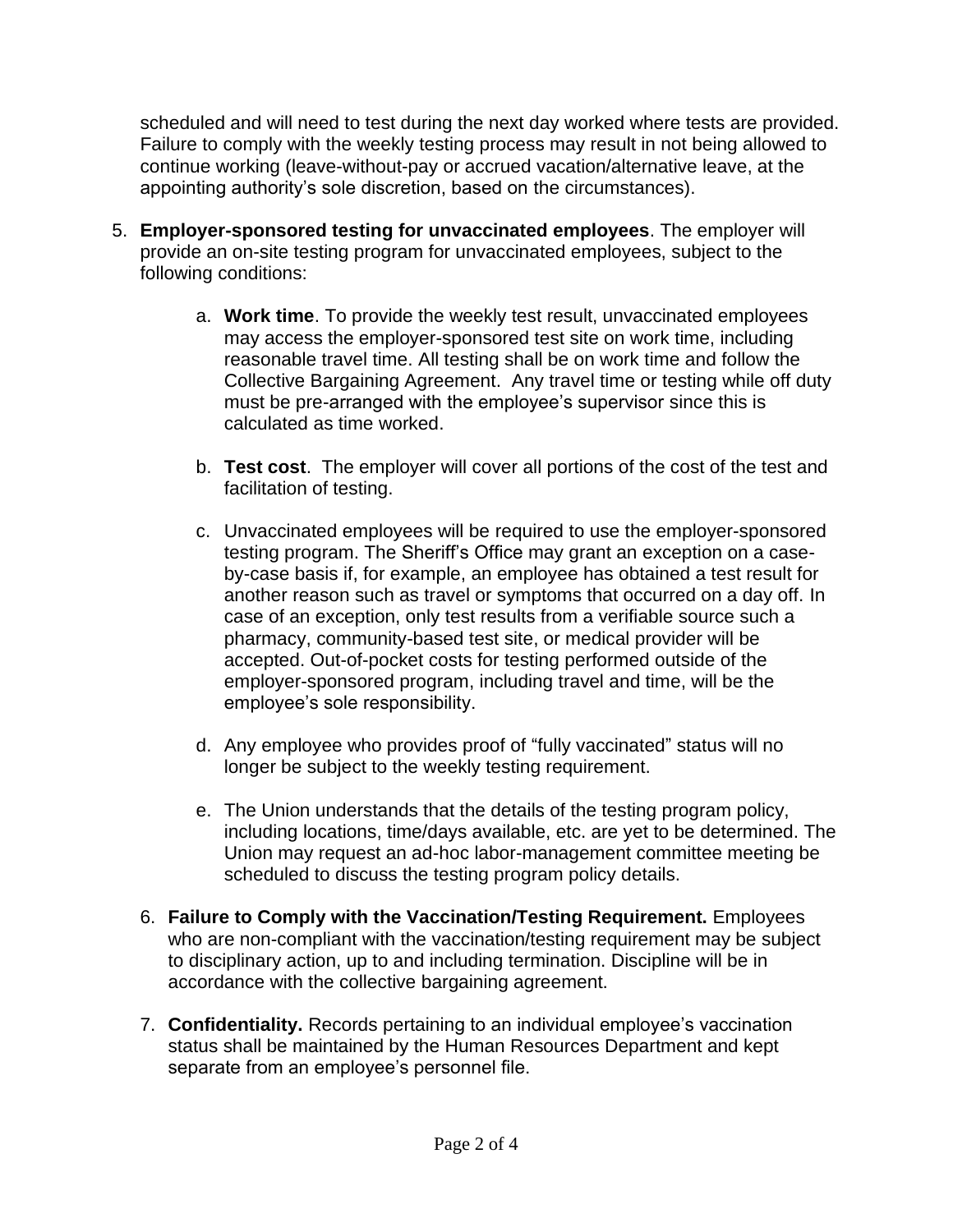scheduled and will need to test during the next day worked where tests are provided. Failure to comply with the weekly testing process may result in not being allowed to continue working (leave-without-pay or accrued vacation/alternative leave, at the appointing authority's sole discretion, based on the circumstances).

5. **Employer-sponsored testing for unvaccinated employees**. The employer will provide an on-site testing program for unvaccinated employees, subject to the following conditions:

    a. **Work time**. To provide the weekly test result, unvaccinated employees may access the employer-sponsored test site on work time, including reasonable travel time. All testing shall be on work time and follow the Collective Bargaining Agreement. Any travel time or testing while off duty must be pre-arranged with the employee's supervisor since this is calculated as time worked.

    b. **Test cost**. The employer will cover all portions of the cost of the test and facilitation of testing.

    c. Unvaccinated employees will be required to use the employer-sponsored testing program. The Sheriff's Office may grant an exception on a case-by-case basis if, for example, an employee has obtained a test result for another reason such as travel or symptoms that occurred on a day off. In case of an exception, only test results from a verifiable source such a pharmacy, community-based test site, or medical provider will be accepted. Out-of-pocket costs for testing performed outside of the employer-sponsored program, including travel and time, will be the employee's sole responsibility.

    d. Any employee who provides proof of "fully vaccinated" status will no longer be subject to the weekly testing requirement.

    e. The Union understands that the details of the testing program policy, including locations, time/days available, etc. are yet to be determined. The Union may request an ad-hoc labor-management committee meeting be scheduled to discuss the testing program policy details.

6. **Failure to Comply with the Vaccination/Testing Requirement.** Employees who are non-compliant with the vaccination/testing requirement may be subject to disciplinary action, up to and including termination. Discipline will be in accordance with the collective bargaining agreement.

7. **Confidentiality.** Records pertaining to an individual employee's vaccination status shall be maintained by the Human Resources Department and kept separate from an employee's personnel file.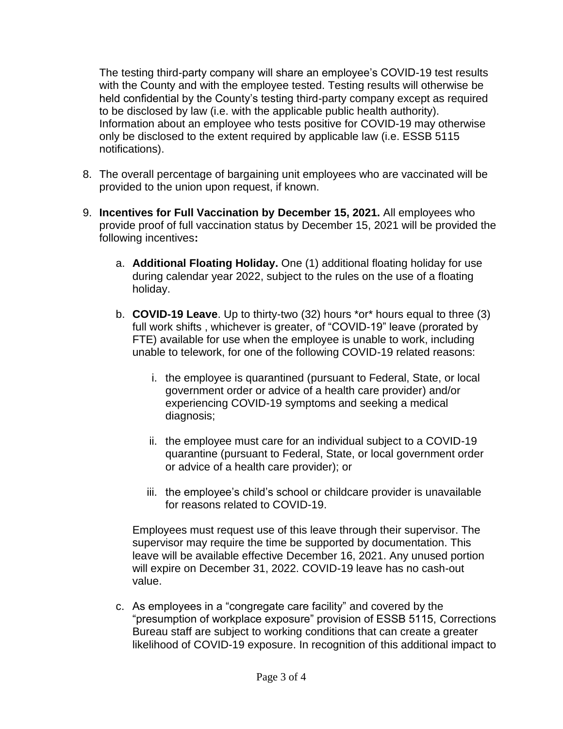The testing third-party company will share an employee's COVID-19 test results with the County and with the employee tested. Testing results will otherwise be held confidential by the County's testing third-party company except as required to be disclosed by law (i.e. with the applicable public health authority). Information about an employee who tests positive for COVID-19 may otherwise only be disclosed to the extent required by applicable law (i.e. ESSB 5115 notifications).

8. The overall percentage of bargaining unit employees who are vaccinated will be provided to the union upon request, if known.

9. **Incentives for Full Vaccination by December 15, 2021.** All employees who provide proof of full vaccination status by December 15, 2021 will be provided the following incentives**:**

   a. **Additional Floating Holiday.** One (1) additional floating holiday for use during calendar year 2022, subject to the rules on the use of a floating holiday.

   b. **COVID-19 Leave**. Up to thirty-two (32) hours *or* hours equal to three (3) full work shifts , whichever is greater, of "COVID-19" leave (prorated by FTE) available for use when the employee is unable to work, including unable to telework, for one of the following COVID-19 related reasons:

      i. the employee is quarantined (pursuant to Federal, State, or local government order or advice of a health care provider) and/or experiencing COVID-19 symptoms and seeking a medical diagnosis;

      ii. the employee must care for an individual subject to a COVID-19 quarantine (pursuant to Federal, State, or local government order or advice of a health care provider); or

      iii. the employee's child's school or childcare provider is unavailable for reasons related to COVID-19.

      Employees must request use of this leave through their supervisor. The supervisor may require the time be supported by documentation. This leave will be available effective December 16, 2021. Any unused portion will expire on December 31, 2022. COVID-19 leave has no cash-out value.

   c. As employees in a "congregate care facility" and covered by the "presumption of workplace exposure" provision of ESSB 5115, Corrections Bureau staff are subject to working conditions that can create a greater likelihood of COVID-19 exposure. In recognition of this additional impact to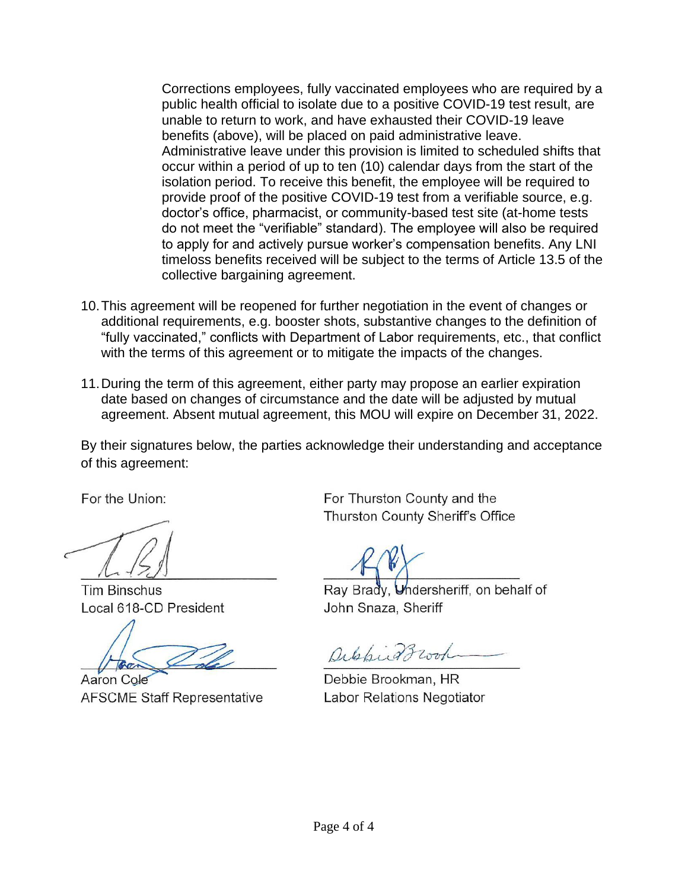Corrections employees, fully vaccinated employees who are required by a public health official to isolate due to a positive COVID-19 test result, are unable to return to work, and have exhausted their COVID-19 leave benefits (above), will be placed on paid administrative leave. Administrative leave under this provision is limited to scheduled shifts that occur within a period of up to ten (10) calendar days from the start of the isolation period. To receive this benefit, the employee will be required to provide proof of the positive COVID-19 test from a verifiable source, e.g. doctor's office, pharmacist, or community-based test site (at-home tests do not meet the "verifiable" standard). The employee will also be required to apply for and actively pursue worker's compensation benefits. Any LNI timeloss benefits received will be subject to the terms of Article 13.5 of the collective bargaining agreement.

10. This agreement will be reopened for further negotiation in the event of changes or additional requirements, e.g. booster shots, substantive changes to the definition of "fully vaccinated," conflicts with Department of Labor requirements, etc., that conflict with the terms of this agreement or to mitigate the impacts of the changes.

11. During the term of this agreement, either party may propose an earlier expiration date based on changes of circumstance and the date will be adjusted by mutual agreement. Absent mutual agreement, this MOU will expire on December 31, 2022.

By their signatures below, the parties acknowledge their understanding and acceptance of this agreement:

For the Union:

Tim Binschus
Local 618-CD President

Aaron Cole
AFSCME Staff Representative

For Thurston County and the
Thurston County Sheriff's Office

Ray Brady, Undersheriff, on behalf of
John Snaza, Sheriff

Debbie Brookman, HR
Labor Relations Negotiator